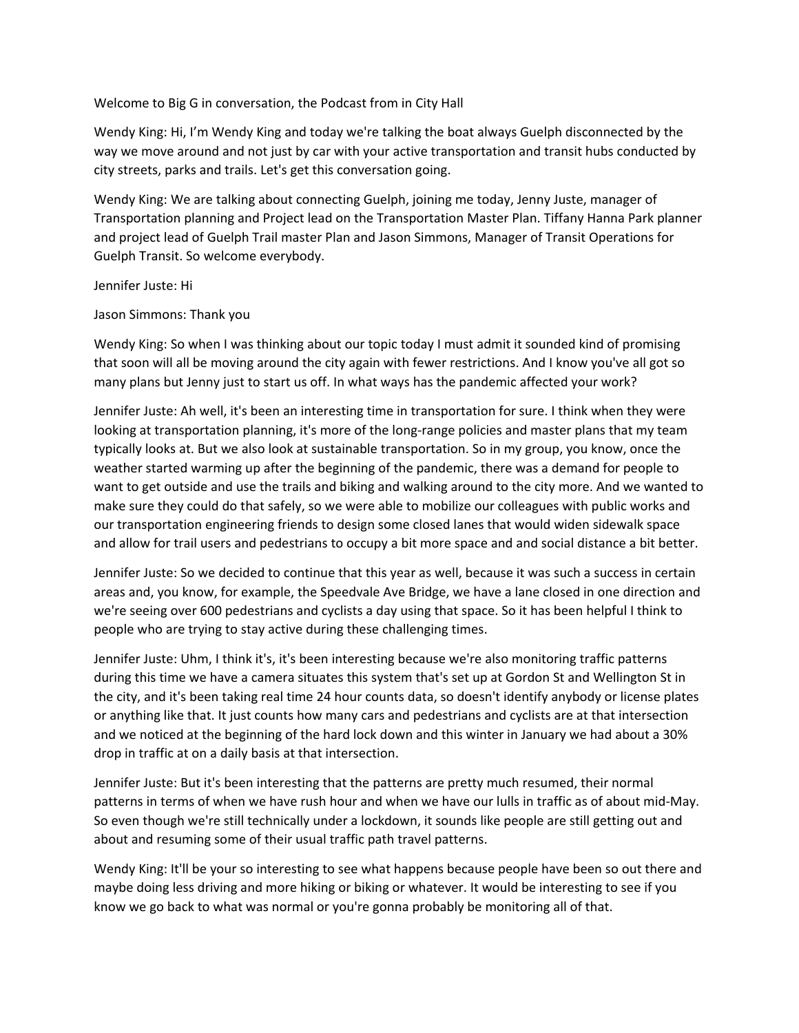Welcome to Big G in conversation, the Podcast from in City Hall

Wendy King: Hi, I'm Wendy King and today we're talking the boat always Guelph disconnected by the way we move around and not just by car with your active transportation and transit hubs conducted by city streets, parks and trails. Let's get this conversation going.

Wendy King: We are talking about connecting Guelph, joining me today, Jenny Juste, manager of Transportation planning and Project lead on the Transportation Master Plan. Tiffany Hanna Park planner and project lead of Guelph Trail master Plan and Jason Simmons, Manager of Transit Operations for Guelph Transit. So welcome everybody.

Jennifer Juste: Hi

Jason Simmons: Thank you

Wendy King: So when I was thinking about our topic today I must admit it sounded kind of promising that soon will all be moving around the city again with fewer restrictions. And I know you've all got so many plans but Jenny just to start us off. In what ways has the pandemic affected your work?

Jennifer Juste: Ah well, it's been an interesting time in transportation for sure. I think when they were looking at transportation planning, it's more of the long-range policies and master plans that my team typically looks at. But we also look at sustainable transportation. So in my group, you know, once the weather started warming up after the beginning of the pandemic, there was a demand for people to want to get outside and use the trails and biking and walking around to the city more. And we wanted to make sure they could do that safely, so we were able to mobilize our colleagues with public works and our transportation engineering friends to design some closed lanes that would widen sidewalk space and allow for trail users and pedestrians to occupy a bit more space and and social distance a bit better.

Jennifer Juste: So we decided to continue that this year as well, because it was such a success in certain areas and, you know, for example, the Speedvale Ave Bridge, we have a lane closed in one direction and we're seeing over 600 pedestrians and cyclists a day using that space. So it has been helpful I think to people who are trying to stay active during these challenging times.

Jennifer Juste: Uhm, I think it's, it's been interesting because we're also monitoring traffic patterns during this time we have a camera situates this system that's set up at Gordon St and Wellington St in the city, and it's been taking real time 24 hour counts data, so doesn't identify anybody or license plates or anything like that. It just counts how many cars and pedestrians and cyclists are at that intersection and we noticed at the beginning of the hard lock down and this winter in January we had about a 30% drop in traffic at on a daily basis at that intersection.

Jennifer Juste: But it's been interesting that the patterns are pretty much resumed, their normal patterns in terms of when we have rush hour and when we have our lulls in traffic as of about mid-May. So even though we're still technically under a lockdown, it sounds like people are still getting out and about and resuming some of their usual traffic path travel patterns.

Wendy King: It'll be your so interesting to see what happens because people have been so out there and maybe doing less driving and more hiking or biking or whatever. It would be interesting to see if you know we go back to what was normal or you're gonna probably be monitoring all of that.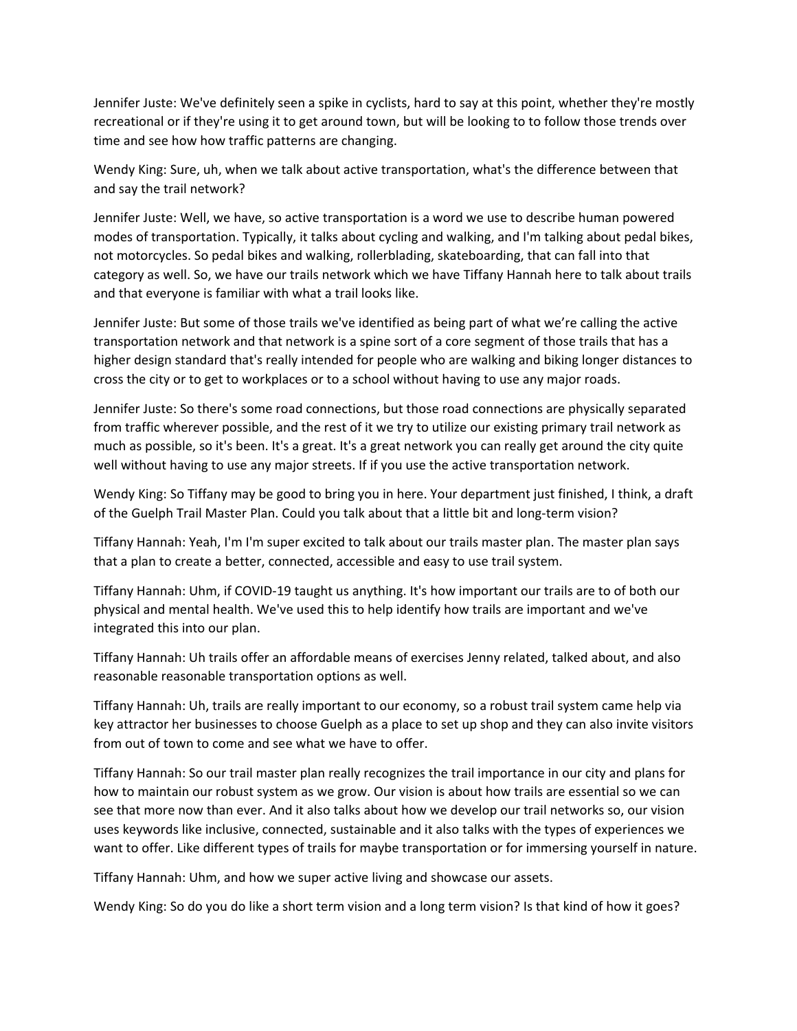Jennifer Juste: We've definitely seen a spike in cyclists, hard to say at this point, whether they're mostly recreational or if they're using it to get around town, but will be looking to to follow those trends over time and see how how traffic patterns are changing.

Wendy King: Sure, uh, when we talk about active transportation, what's the difference between that and say the trail network?

Jennifer Juste: Well, we have, so active transportation is a word we use to describe human powered modes of transportation. Typically, it talks about cycling and walking, and I'm talking about pedal bikes, not motorcycles. So pedal bikes and walking, rollerblading, skateboarding, that can fall into that category as well. So, we have our trails network which we have Tiffany Hannah here to talk about trails and that everyone is familiar with what a trail looks like.

Jennifer Juste: But some of those trails we've identified as being part of what we're calling the active transportation network and that network is a spine sort of a core segment of those trails that has a higher design standard that's really intended for people who are walking and biking longer distances to cross the city or to get to workplaces or to a school without having to use any major roads.

Jennifer Juste: So there's some road connections, but those road connections are physically separated from traffic wherever possible, and the rest of it we try to utilize our existing primary trail network as much as possible, so it's been. It's a great. It's a great network you can really get around the city quite well without having to use any major streets. If if you use the active transportation network.

Wendy King: So Tiffany may be good to bring you in here. Your department just finished, I think, a draft of the Guelph Trail Master Plan. Could you talk about that a little bit and long-term vision?

Tiffany Hannah: Yeah, I'm I'm super excited to talk about our trails master plan. The master plan says that a plan to create a better, connected, accessible and easy to use trail system.

Tiffany Hannah: Uhm, if COVID-19 taught us anything. It's how important our trails are to of both our physical and mental health. We've used this to help identify how trails are important and we've integrated this into our plan.

Tiffany Hannah: Uh trails offer an affordable means of exercises Jenny related, talked about, and also reasonable reasonable transportation options as well.

Tiffany Hannah: Uh, trails are really important to our economy, so a robust trail system came help via key attractor her businesses to choose Guelph as a place to set up shop and they can also invite visitors from out of town to come and see what we have to offer.

Tiffany Hannah: So our trail master plan really recognizes the trail importance in our city and plans for how to maintain our robust system as we grow. Our vision is about how trails are essential so we can see that more now than ever. And it also talks about how we develop our trail networks so, our vision uses keywords like inclusive, connected, sustainable and it also talks with the types of experiences we want to offer. Like different types of trails for maybe transportation or for immersing yourself in nature.

Tiffany Hannah: Uhm, and how we super active living and showcase our assets.

Wendy King: So do you do like a short term vision and a long term vision? Is that kind of how it goes?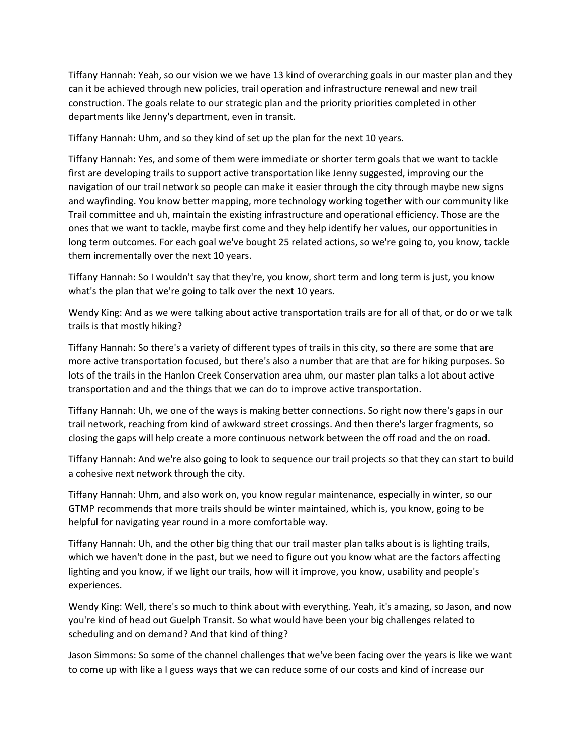Tiffany Hannah: Yeah, so our vision we we have 13 kind of overarching goals in our master plan and they can it be achieved through new policies, trail operation and infrastructure renewal and new trail construction. The goals relate to our strategic plan and the priority priorities completed in other departments like Jenny's department, even in transit.

Tiffany Hannah: Uhm, and so they kind of set up the plan for the next 10 years.

Tiffany Hannah: Yes, and some of them were immediate or shorter term goals that we want to tackle first are developing trails to support active transportation like Jenny suggested, improving our the navigation of our trail network so people can make it easier through the city through maybe new signs and wayfinding. You know better mapping, more technology working together with our community like Trail committee and uh, maintain the existing infrastructure and operational efficiency. Those are the ones that we want to tackle, maybe first come and they help identify her values, our opportunities in long term outcomes. For each goal we've bought 25 related actions, so we're going to, you know, tackle them incrementally over the next 10 years.

Tiffany Hannah: So I wouldn't say that they're, you know, short term and long term is just, you know what's the plan that we're going to talk over the next 10 years.

Wendy King: And as we were talking about active transportation trails are for all of that, or do or we talk trails is that mostly hiking?

Tiffany Hannah: So there's a variety of different types of trails in this city, so there are some that are more active transportation focused, but there's also a number that are that are for hiking purposes. So lots of the trails in the Hanlon Creek Conservation area uhm, our master plan talks a lot about active transportation and and the things that we can do to improve active transportation.

Tiffany Hannah: Uh, we one of the ways is making better connections. So right now there's gaps in our trail network, reaching from kind of awkward street crossings. And then there's larger fragments, so closing the gaps will help create a more continuous network between the off road and the on road.

Tiffany Hannah: And we're also going to look to sequence our trail projects so that they can start to build a cohesive next network through the city.

Tiffany Hannah: Uhm, and also work on, you know regular maintenance, especially in winter, so our GTMP recommends that more trails should be winter maintained, which is, you know, going to be helpful for navigating year round in a more comfortable way.

Tiffany Hannah: Uh, and the other big thing that our trail master plan talks about is is lighting trails, which we haven't done in the past, but we need to figure out you know what are the factors affecting lighting and you know, if we light our trails, how will it improve, you know, usability and people's experiences.

Wendy King: Well, there's so much to think about with everything. Yeah, it's amazing, so Jason, and now you're kind of head out Guelph Transit. So what would have been your big challenges related to scheduling and on demand? And that kind of thing?

Jason Simmons: So some of the channel challenges that we've been facing over the years is like we want to come up with like a I guess ways that we can reduce some of our costs and kind of increase our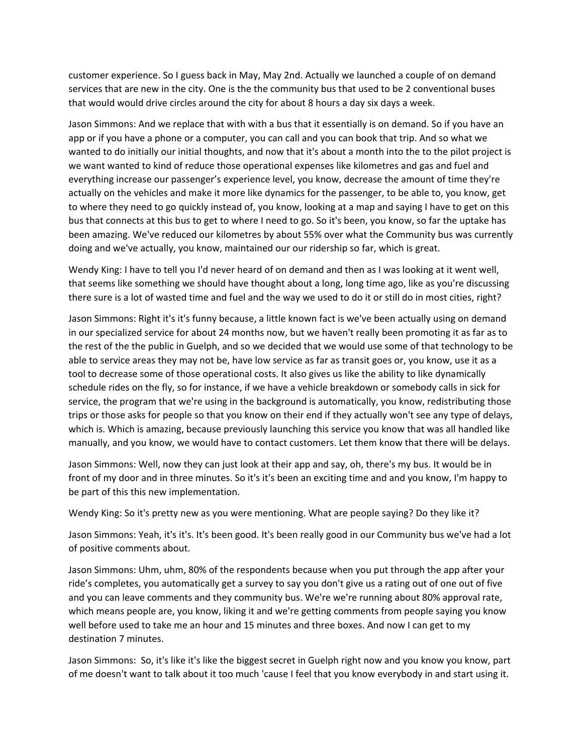customer experience. So I guess back in May, May 2nd. Actually we launched a couple of on demand services that are new in the city. One is the the community bus that used to be 2 conventional buses that would would drive circles around the city for about 8 hours a day six days a week.

Jason Simmons: And we replace that with with a bus that it essentially is on demand. So if you have an app or if you have a phone or a computer, you can call and you can book that trip. And so what we wanted to do initially our initial thoughts, and now that it's about a month into the to the pilot project is we want wanted to kind of reduce those operational expenses like kilometres and gas and fuel and everything increase our passenger's experience level, you know, decrease the amount of time they're actually on the vehicles and make it more like dynamics for the passenger, to be able to, you know, get to where they need to go quickly instead of, you know, looking at a map and saying I have to get on this bus that connects at this bus to get to where I need to go. So it's been, you know, so far the uptake has been amazing. We've reduced our kilometres by about 55% over what the Community bus was currently doing and we've actually, you know, maintained our our ridership so far, which is great.

Wendy King: I have to tell you I'd never heard of on demand and then as I was looking at it went well, that seems like something we should have thought about a long, long time ago, like as you're discussing there sure is a lot of wasted time and fuel and the way we used to do it or still do in most cities, right?

Jason Simmons: Right it's it's funny because, a little known fact is we've been actually using on demand in our specialized service for about 24 months now, but we haven't really been promoting it as far as to the rest of the the public in Guelph, and so we decided that we would use some of that technology to be able to service areas they may not be, have low service as far as transit goes or, you know, use it as a tool to decrease some of those operational costs. It also gives us like the ability to like dynamically schedule rides on the fly, so for instance, if we have a vehicle breakdown or somebody calls in sick for service, the program that we're using in the background is automatically, you know, redistributing those trips or those asks for people so that you know on their end if they actually won't see any type of delays, which is. Which is amazing, because previously launching this service you know that was all handled like manually, and you know, we would have to contact customers. Let them know that there will be delays.

Jason Simmons: Well, now they can just look at their app and say, oh, there's my bus. It would be in front of my door and in three minutes. So it's it's been an exciting time and and you know, I'm happy to be part of this this new implementation.

Wendy King: So it's pretty new as you were mentioning. What are people saying? Do they like it?

Jason Simmons: Yeah, it's it's. It's been good. It's been really good in our Community bus we've had a lot of positive comments about.

Jason Simmons: Uhm, uhm, 80% of the respondents because when you put through the app after your ride's completes, you automatically get a survey to say you don't give us a rating out of one out of five and you can leave comments and they community bus. We're we're running about 80% approval rate, which means people are, you know, liking it and we're getting comments from people saying you know well before used to take me an hour and 15 minutes and three boxes. And now I can get to my destination 7 minutes.

Jason Simmons: So, it's like it's like the biggest secret in Guelph right now and you know you know, part of me doesn't want to talk about it too much 'cause I feel that you know everybody in and start using it.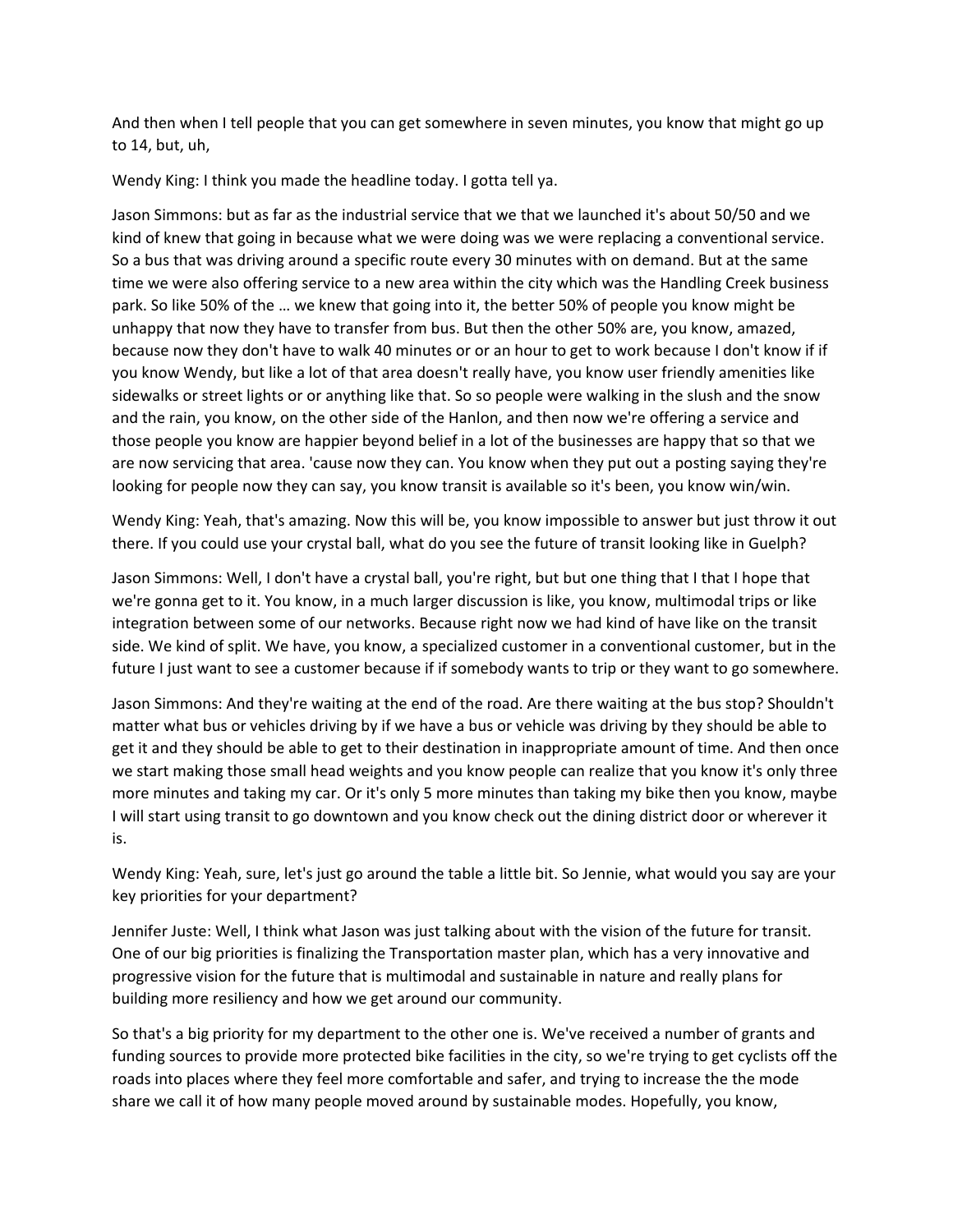And then when I tell people that you can get somewhere in seven minutes, you know that might go up to 14, but, uh,

Wendy King: I think you made the headline today. I gotta tell ya.

Jason Simmons: but as far as the industrial service that we that we launched it's about 50/50 and we kind of knew that going in because what we were doing was we were replacing a conventional service. So a bus that was driving around a specific route every 30 minutes with on demand. But at the same time we were also offering service to a new area within the city which was the Handling Creek business park. So like 50% of the … we knew that going into it, the better 50% of people you know might be unhappy that now they have to transfer from bus. But then the other 50% are, you know, amazed, because now they don't have to walk 40 minutes or or an hour to get to work because I don't know if if you know Wendy, but like a lot of that area doesn't really have, you know user friendly amenities like sidewalks or street lights or or anything like that. So so people were walking in the slush and the snow and the rain, you know, on the other side of the Hanlon, and then now we're offering a service and those people you know are happier beyond belief in a lot of the businesses are happy that so that we are now servicing that area. 'cause now they can. You know when they put out a posting saying they're looking for people now they can say, you know transit is available so it's been, you know win/win.

Wendy King: Yeah, that's amazing. Now this will be, you know impossible to answer but just throw it out there. If you could use your crystal ball, what do you see the future of transit looking like in Guelph?

Jason Simmons: Well, I don't have a crystal ball, you're right, but but one thing that I that I hope that we're gonna get to it. You know, in a much larger discussion is like, you know, multimodal trips or like integration between some of our networks. Because right now we had kind of have like on the transit side. We kind of split. We have, you know, a specialized customer in a conventional customer, but in the future I just want to see a customer because if if somebody wants to trip or they want to go somewhere.

Jason Simmons: And they're waiting at the end of the road. Are there waiting at the bus stop? Shouldn't matter what bus or vehicles driving by if we have a bus or vehicle was driving by they should be able to get it and they should be able to get to their destination in inappropriate amount of time. And then once we start making those small head weights and you know people can realize that you know it's only three more minutes and taking my car. Or it's only 5 more minutes than taking my bike then you know, maybe I will start using transit to go downtown and you know check out the dining district door or wherever it is.

Wendy King: Yeah, sure, let's just go around the table a little bit. So Jennie, what would you say are your key priorities for your department?

Jennifer Juste: Well, I think what Jason was just talking about with the vision of the future for transit. One of our big priorities is finalizing the Transportation master plan, which has a very innovative and progressive vision for the future that is multimodal and sustainable in nature and really plans for building more resiliency and how we get around our community.

So that's a big priority for my department to the other one is. We've received a number of grants and funding sources to provide more protected bike facilities in the city, so we're trying to get cyclists off the roads into places where they feel more comfortable and safer, and trying to increase the the mode share we call it of how many people moved around by sustainable modes. Hopefully, you know,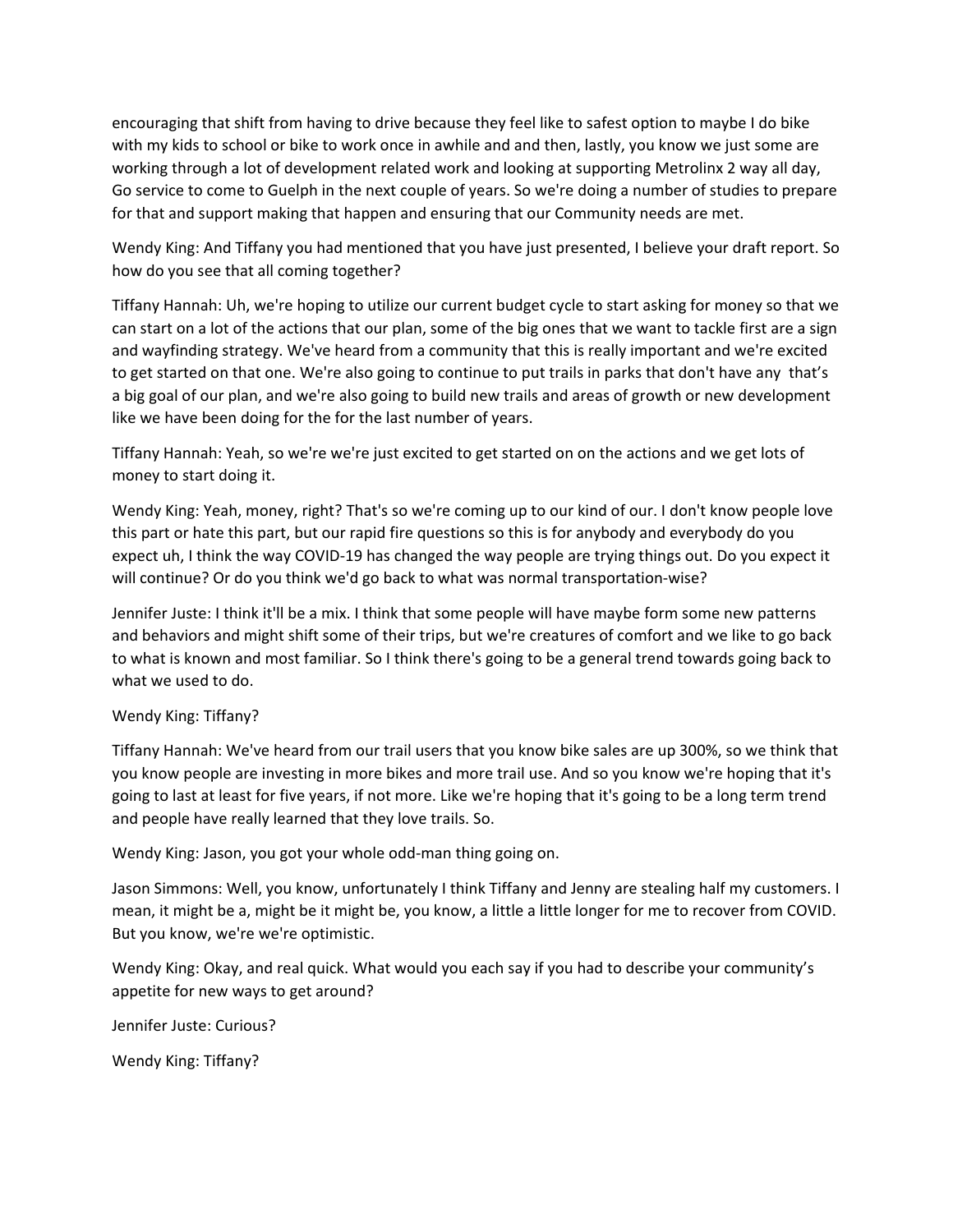encouraging that shift from having to drive because they feel like to safest option to maybe I do bike with my kids to school or bike to work once in awhile and and then, lastly, you know we just some are working through a lot of development related work and looking at supporting Metrolinx 2 way all day, Go service to come to Guelph in the next couple of years. So we're doing a number of studies to prepare for that and support making that happen and ensuring that our Community needs are met.

Wendy King: And Tiffany you had mentioned that you have just presented, I believe your draft report. So how do you see that all coming together?

Tiffany Hannah: Uh, we're hoping to utilize our current budget cycle to start asking for money so that we can start on a lot of the actions that our plan, some of the big ones that we want to tackle first are a sign and wayfinding strategy. We've heard from a community that this is really important and we're excited to get started on that one. We're also going to continue to put trails in parks that don't have any that's a big goal of our plan, and we're also going to build new trails and areas of growth or new development like we have been doing for the for the last number of years.

Tiffany Hannah: Yeah, so we're we're just excited to get started on on the actions and we get lots of money to start doing it.

Wendy King: Yeah, money, right? That's so we're coming up to our kind of our. I don't know people love this part or hate this part, but our rapid fire questions so this is for anybody and everybody do you expect uh, I think the way COVID-19 has changed the way people are trying things out. Do you expect it will continue? Or do you think we'd go back to what was normal transportation-wise?

Jennifer Juste: I think it'll be a mix. I think that some people will have maybe form some new patterns and behaviors and might shift some of their trips, but we're creatures of comfort and we like to go back to what is known and most familiar. So I think there's going to be a general trend towards going back to what we used to do.

Wendy King: Tiffany?

Tiffany Hannah: We've heard from our trail users that you know bike sales are up 300%, so we think that you know people are investing in more bikes and more trail use. And so you know we're hoping that it's going to last at least for five years, if not more. Like we're hoping that it's going to be a long term trend and people have really learned that they love trails. So.

Wendy King: Jason, you got your whole odd-man thing going on.

Jason Simmons: Well, you know, unfortunately I think Tiffany and Jenny are stealing half my customers. I mean, it might be a, might be it might be, you know, a little a little longer for me to recover from COVID. But you know, we're we're optimistic.

Wendy King: Okay, and real quick. What would you each say if you had to describe your community's appetite for new ways to get around?

Jennifer Juste: Curious?

Wendy King: Tiffany?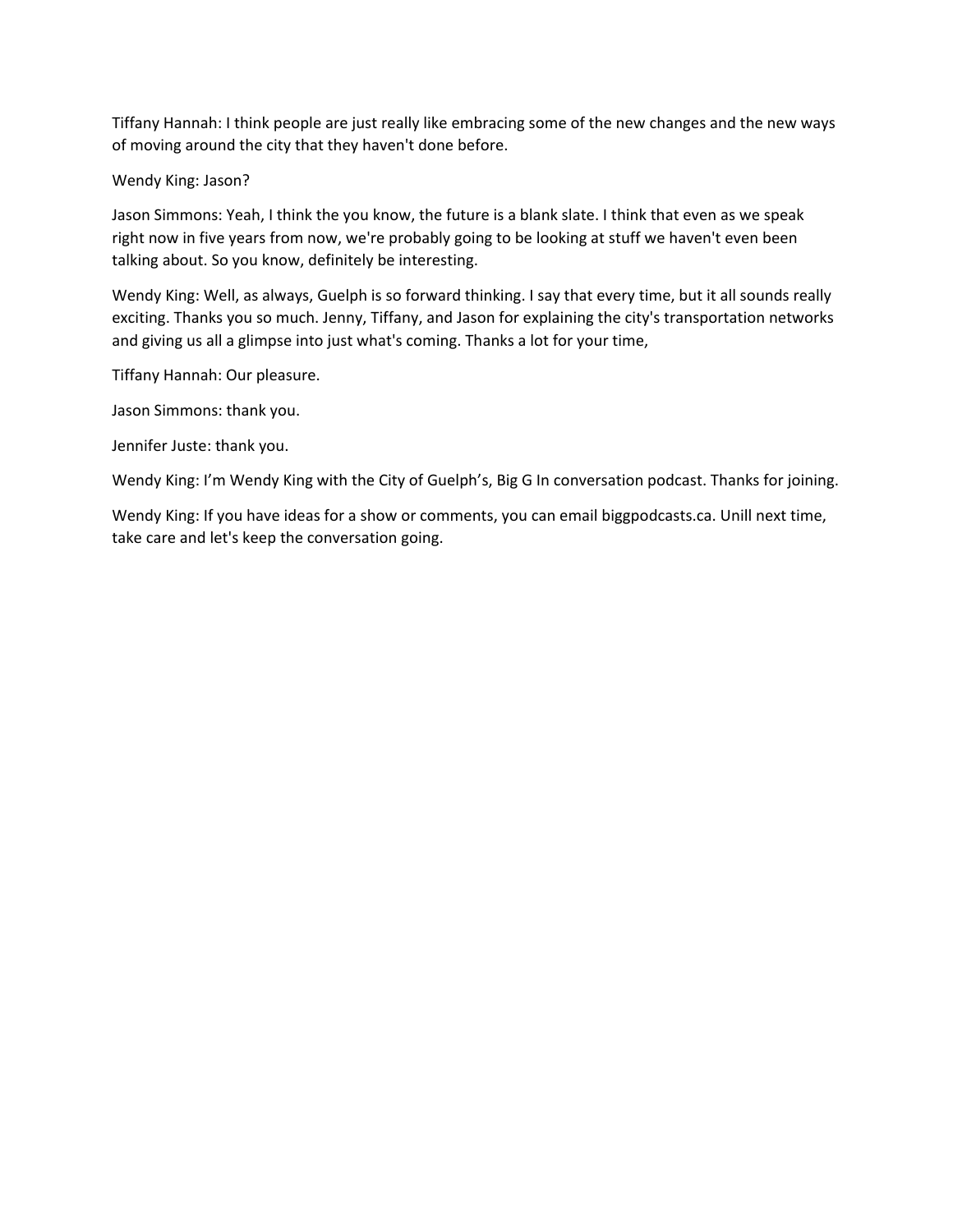Tiffany Hannah: I think people are just really like embracing some of the new changes and the new ways of moving around the city that they haven't done before.

Wendy King: Jason?

Jason Simmons: Yeah, I think the you know, the future is a blank slate. I think that even as we speak right now in five years from now, we're probably going to be looking at stuff we haven't even been talking about. So you know, definitely be interesting.

Wendy King: Well, as always, Guelph is so forward thinking. I say that every time, but it all sounds really exciting. Thanks you so much. Jenny, Tiffany, and Jason for explaining the city's transportation networks and giving us all a glimpse into just what's coming. Thanks a lot for your time,

Tiffany Hannah: Our pleasure.

Jason Simmons: thank you.

Jennifer Juste: thank you.

Wendy King: I'm Wendy King with the City of Guelph's, Big G In conversation podcast. Thanks for joining.

Wendy King: If you have ideas for a show or comments, you can email biggpodcasts.ca. Unill next time, take care and let's keep the conversation going.